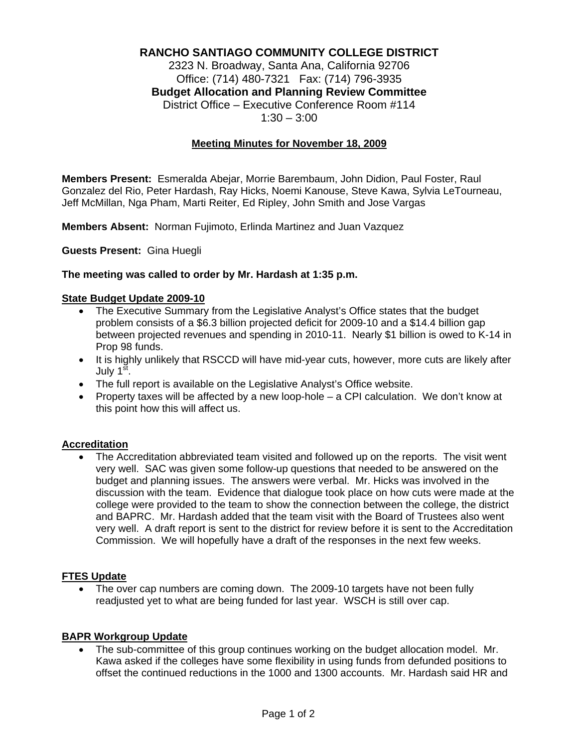# RANCHO SANTIAGO COMMUNITY COLLEGE DISTRICT

2323 N. Broadway, Santa Ana, California 92706
Office: (714) 480-7321 Fax: (714) 796-3935

**Budget Allocation and Planning Review Committee**

District Office – Executive Conference Room #114
1:30 – 3:00

## Meeting Minutes for November 18, 2009

**Members Present:** Esmeralda Abejar, Morrie Barembaum, John Didion, Paul Foster, Raul Gonzalez del Rio, Peter Hardash, Ray Hicks, Noemi Kanouse, Steve Kawa, Sylvia LeTourneau, Jeff McMillan, Nga Pham, Marti Reiter, Ed Ripley, John Smith and Jose Vargas

**Members Absent:** Norman Fujimoto, Erlinda Martinez and Juan Vazquez

**Guests Present:** Gina Huegli

**The meeting was called to order by Mr. Hardash at 1:35 p.m.**

### State Budget Update 2009-10

- The Executive Summary from the Legislative Analyst's Office states that the budget problem consists of a $6.3 billion projected deficit for 2009-10 and a $14.4 billion gap between projected revenues and spending in 2010-11. Nearly $1 billion is owed to K-14 in Prop 98 funds.
- It is highly unlikely that RSCCD will have mid-year cuts, however, more cuts are likely after July 1st.
- The full report is available on the Legislative Analyst's Office website.
- Property taxes will be affected by a new loop-hole – a CPI calculation. We don't know at this point how this will affect us.

### Accreditation

- The Accreditation abbreviated team visited and followed up on the reports. The visit went very well. SAC was given some follow-up questions that needed to be answered on the budget and planning issues. The answers were verbal. Mr. Hicks was involved in the discussion with the team. Evidence that dialogue took place on how cuts were made at the college were provided to the team to show the connection between the college, the district and BAPRC. Mr. Hardash added that the team visit with the Board of Trustees also went very well. A draft report is sent to the district for review before it is sent to the Accreditation Commission. We will hopefully have a draft of the responses in the next few weeks.

### FTES Update

- The over cap numbers are coming down. The 2009-10 targets have not been fully readjusted yet to what are being funded for last year. WSCH is still over cap.

### BAPR Workgroup Update

- The sub-committee of this group continues working on the budget allocation model. Mr. Kawa asked if the colleges have some flexibility in using funds from defunded positions to offset the continued reductions in the 1000 and 1300 accounts. Mr. Hardash said HR and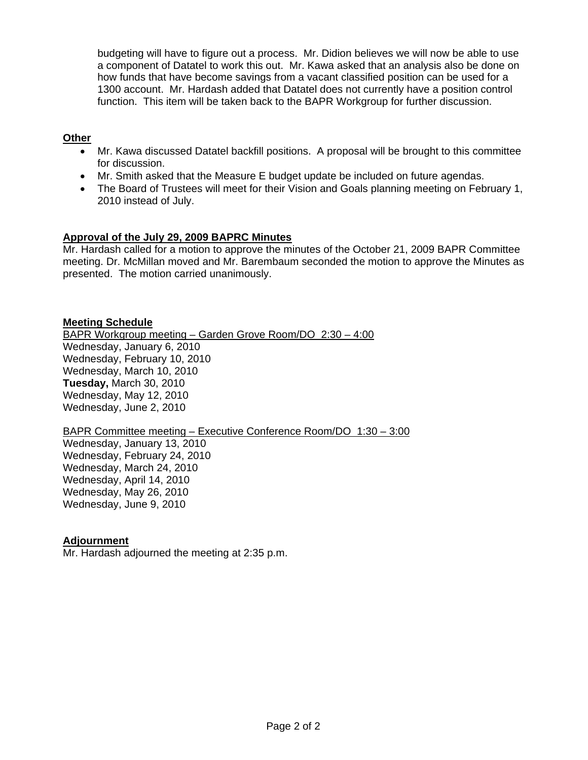budgeting will have to figure out a process. Mr. Didion believes we will now be able to use a component of Datatel to work this out. Mr. Kawa asked that an analysis also be done on how funds that have become savings from a vacant classified position can be used for a 1300 account. Mr. Hardash added that Datatel does not currently have a position control function. This item will be taken back to the BAPR Workgroup for further discussion.

**Other**

- Mr. Kawa discussed Datatel backfill positions. A proposal will be brought to this committee for discussion.
- Mr. Smith asked that the Measure E budget update be included on future agendas.
- The Board of Trustees will meet for their Vision and Goals planning meeting on February 1, 2010 instead of July.

**Approval of the July 29, 2009 BAPRC Minutes**

Mr. Hardash called for a motion to approve the minutes of the October 21, 2009 BAPR Committee meeting. Dr. McMillan moved and Mr. Barembaum seconded the motion to approve the Minutes as presented. The motion carried unanimously.

**Meeting Schedule**

BAPR Workgroup meeting – Garden Grove Room/DO 2:30 – 4:00
Wednesday, January 6, 2010
Wednesday, February 10, 2010
Wednesday, March 10, 2010
**Tuesday,** March 30, 2010
Wednesday, May 12, 2010
Wednesday, June 2, 2010

BAPR Committee meeting – Executive Conference Room/DO 1:30 – 3:00
Wednesday, January 13, 2010
Wednesday, February 24, 2010
Wednesday, March 24, 2010
Wednesday, April 14, 2010
Wednesday, May 26, 2010
Wednesday, June 9, 2010

**Adjournment**

Mr. Hardash adjourned the meeting at 2:35 p.m.